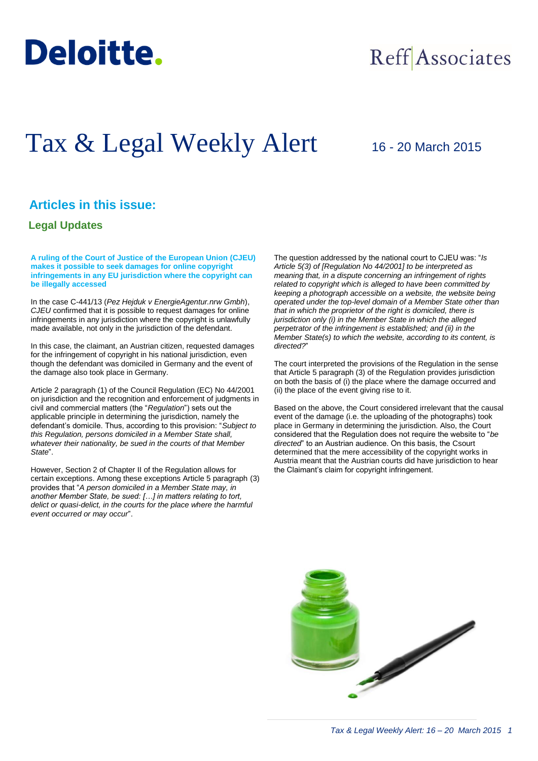Deloitte.

Reff Associates

# Tax & Legal Weekly Alert

16 - 20 March 2015

## Articles in this issue:

### Legal Updates

**A ruling of the Court of Justice of the European Union (CJEU) makes it possible to seek damages for online copyright infringements in any EU jurisdiction where the copyright can be illegally accessed**

In the case C-441/13 (*Pez Hejduk v EnergieAgentur.nrw Gmbh*), *CJEU* confirmed that it is possible to request damages for online infringements in any jurisdiction where the copyright is unlawfully made available, not only in the jurisdiction of the defendant.

In this case, the claimant, an Austrian citizen, requested damages for the infringement of copyright in his national jurisdiction, even though the defendant was domiciled in Germany and the event of the damage also took place in Germany.

Article 2 paragraph (1) of the Council Regulation (EC) No 44/2001 on jurisdiction and the recognition and enforcement of judgments in civil and commercial matters (the "*Regulation*") sets out the applicable principle in determining the jurisdiction, namely the defendant's domicile. Thus, according to this provision: "*Subject to this Regulation, persons domiciled in a Member State shall, whatever their nationality, be sued in the courts of that Member State*".

However, Section 2 of Chapter II of the Regulation allows for certain exceptions. Among these exceptions Article 5 paragraph (3) provides that "*A person domiciled in a Member State may, in another Member State, be sued: […] in matters relating to tort, delict or quasi-delict, in the courts for the place where the harmful event occurred or may occur*".

The question addressed by the national court to CJEU was: "*Is Article 5(3) of [Regulation No 44/2001] to be interpreted as meaning that, in a dispute concerning an infringement of rights related to copyright which is alleged to have been committed by keeping a photograph accessible on a website, the website being operated under the top-level domain of a Member State other than that in which the proprietor of the right is domiciled, there is jurisdiction only (i) in the Member State in which the alleged perpetrator of the infringement is established; and (ii) in the Member State(s) to which the website, according to its content, is directed?*"

The court interpreted the provisions of the Regulation in the sense that Article 5 paragraph (3) of the Regulation provides jurisdiction on both the basis of (i) the place where the damage occurred and (ii) the place of the event giving rise to it.

Based on the above, the Court considered irrelevant that the causal event of the damage (i.e. the uploading of the photographs) took place in Germany in determining the jurisdiction. Also, the Court considered that the Regulation does not require the website to "*be directed*" to an Austrian audience. On this basis, the Csourt determined that the mere accessibility of the copyright works in Austria meant that the Austrian courts did have jurisdiction to hear the Claimant's claim for copyright infringement.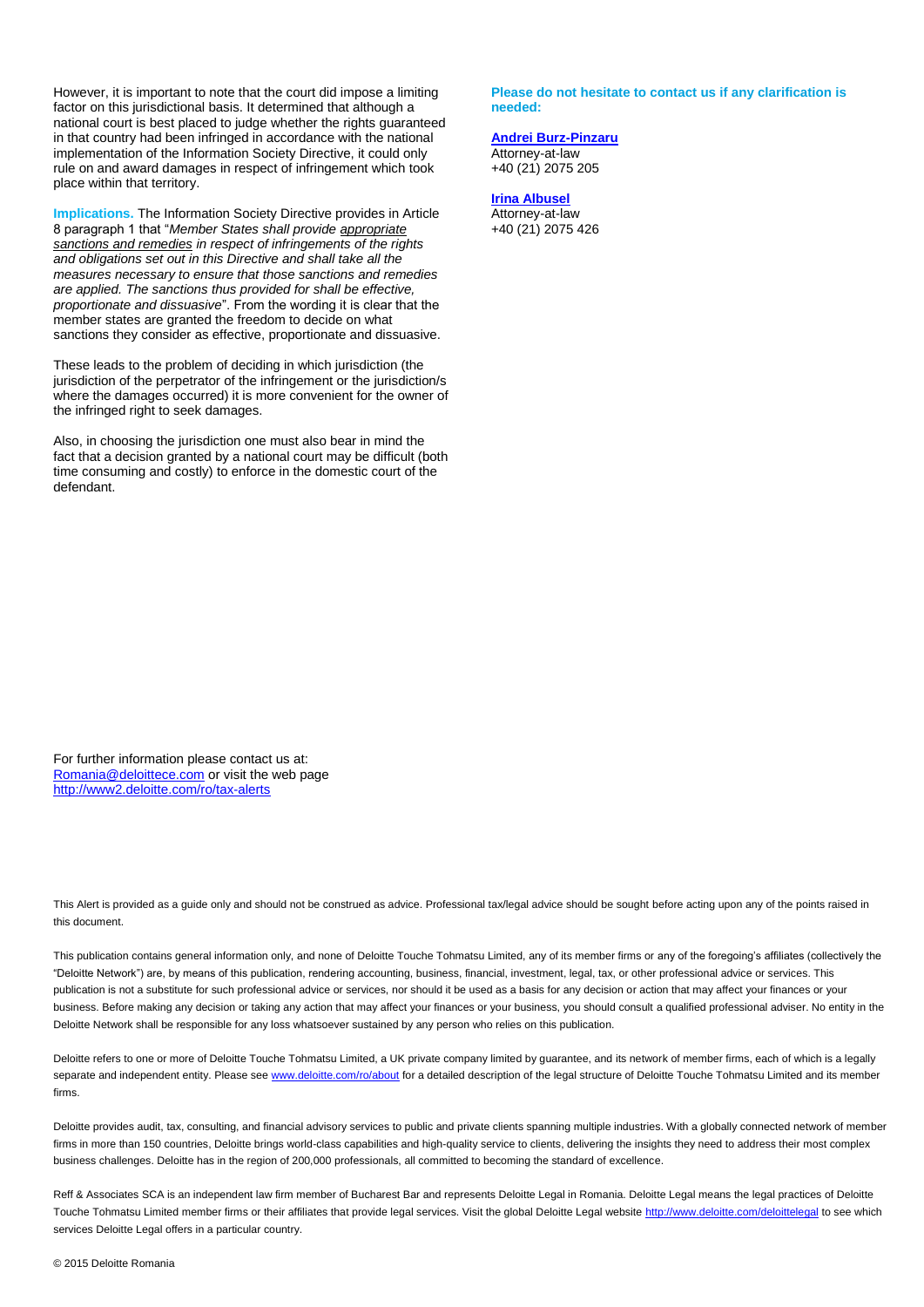However, it is important to note that the court did impose a limiting factor on this jurisdictional basis. It determined that although a national court is best placed to judge whether the rights guaranteed in that country had been infringed in accordance with the national implementation of the Information Society Directive, it could only rule on and award damages in respect of infringement which took place within that territory.

**Implications.** The Information Society Directive provides in Article 8 paragraph 1 that "*Member States shall provide appropriate sanctions and remedies in respect of infringements of the rights and obligations set out in this Directive and shall take all the measures necessary to ensure that those sanctions and remedies are applied. The sanctions thus provided for shall be effective, proportionate and dissuasive*". From the wording it is clear that the member states are granted the freedom to decide on what sanctions they consider as effective, proportionate and dissuasive.

These leads to the problem of deciding in which jurisdiction (the jurisdiction of the perpetrator of the infringement or the jurisdiction/s where the damages occurred) it is more convenient for the owner of the infringed right to seek damages.

Also, in choosing the jurisdiction one must also bear in mind the fact that a decision granted by a national court may be difficult (both time consuming and costly) to enforce in the domestic court of the defendant.

**Please do not hesitate to contact us if any clarification is needed:**

**Andrei Burz-Pinzaru**
Attorney-at-law
+40 (21) 2075 205

**Irina Albusel**
Attorney-at-law
+40 (21) 2075 426

For further information please contact us at: Romania@deloittece.com or visit the web page http://www2.deloitte.com/ro/tax-alerts

This Alert is provided as a guide only and should not be construed as advice. Professional tax/legal advice should be sought before acting upon any of the points raised in this document.

This publication contains general information only, and none of Deloitte Touche Tohmatsu Limited, any of its member firms or any of the foregoing's affiliates (collectively the "Deloitte Network") are, by means of this publication, rendering accounting, business, financial, investment, legal, tax, or other professional advice or services. This publication is not a substitute for such professional advice or services, nor should it be used as a basis for any decision or action that may affect your finances or your business. Before making any decision or taking any action that may affect your finances or your business, you should consult a qualified professional adviser. No entity in the Deloitte Network shall be responsible for any loss whatsoever sustained by any person who relies on this publication.

Deloitte refers to one or more of Deloitte Touche Tohmatsu Limited, a UK private company limited by guarantee, and its network of member firms, each of which is a legally separate and independent entity. Please see www.deloitte.com/ro/about for a detailed description of the legal structure of Deloitte Touche Tohmatsu Limited and its member firms.

Deloitte provides audit, tax, consulting, and financial advisory services to public and private clients spanning multiple industries. With a globally connected network of member firms in more than 150 countries, Deloitte brings world-class capabilities and high-quality service to clients, delivering the insights they need to address their most complex business challenges. Deloitte has in the region of 200,000 professionals, all committed to becoming the standard of excellence.

Reff & Associates SCA is an independent law firm member of Bucharest Bar and represents Deloitte Legal in Romania. Deloitte Legal means the legal practices of Deloitte Touche Tohmatsu Limited member firms or their affiliates that provide legal services. Visit the global Deloitte Legal website http://www.deloitte.com/deloittelegal to see which services Deloitte Legal offers in a particular country.

© 2015 Deloitte Romania